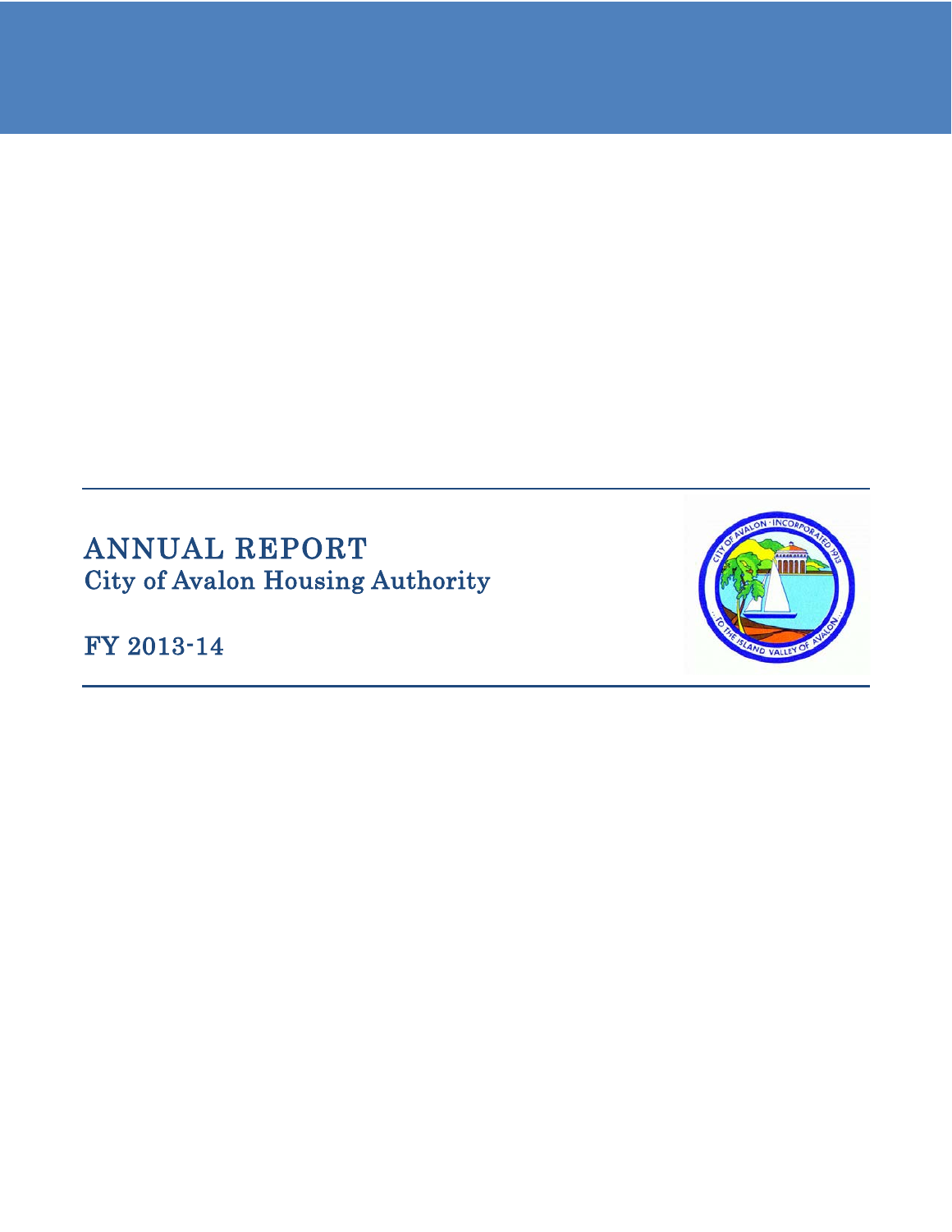# ANNUAL REPORT
## City of Avalon Housing Authority

FY 2013-14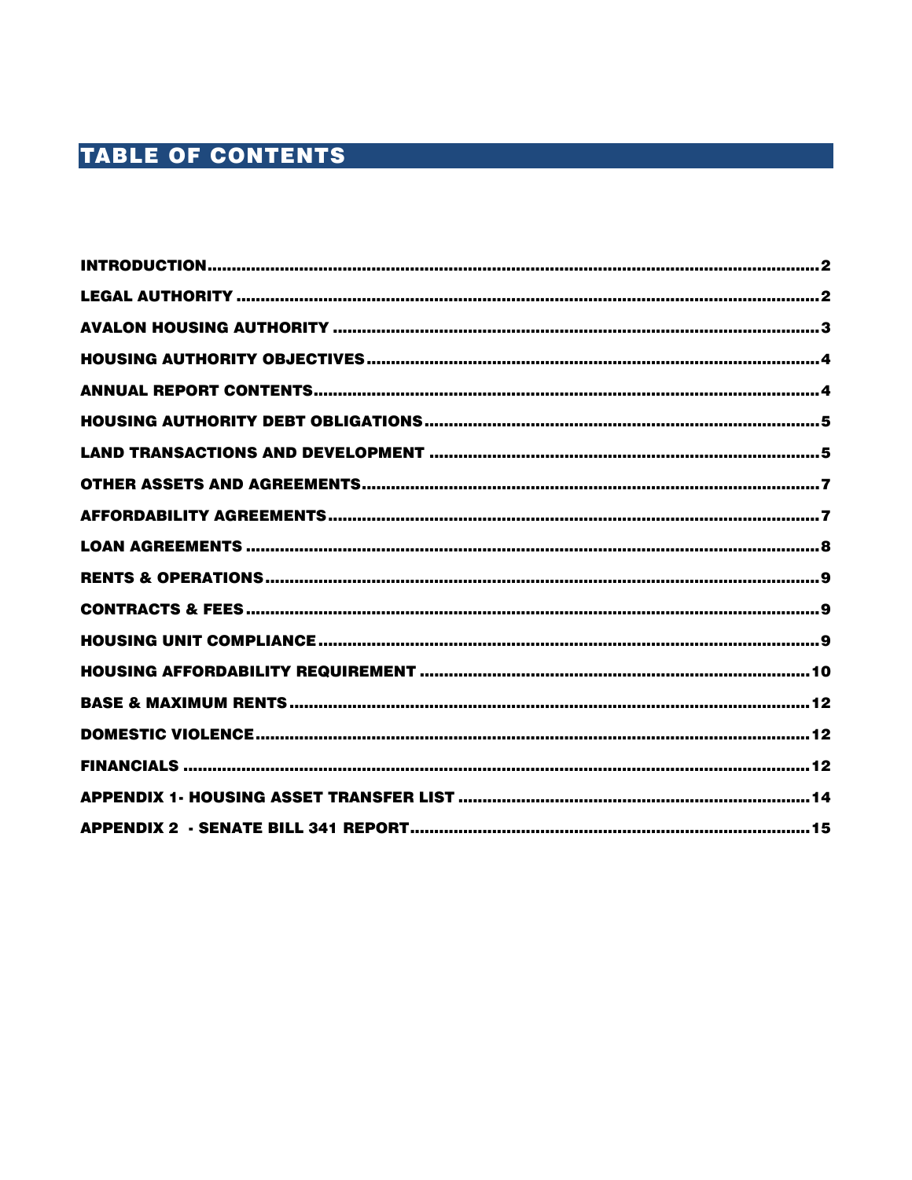# TABLE OF CONTENTS

| | |
|---|---|
| INTRODUCTION | 2 |
| LEGAL AUTHORITY | 2 |
| AVALON HOUSING AUTHORITY | 3 |
| HOUSING AUTHORITY OBJECTIVES | 4 |
| ANNUAL REPORT CONTENTS | 4 |
| HOUSING AUTHORITY DEBT OBLIGATIONS | 5 |
| LAND TRANSACTIONS AND DEVELOPMENT | 5 |
| OTHER ASSETS AND AGREEMENTS | 7 |
| AFFORDABILITY AGREEMENTS | 7 |
| LOAN AGREEMENTS | 8 |
| RENTS & OPERATIONS | 9 |
| CONTRACTS & FEES | 9 |
| HOUSING UNIT COMPLIANCE | 9 |
| HOUSING AFFORDABILITY REQUIREMENT | 10 |
| BASE & MAXIMUM RENTS | 12 |
| DOMESTIC VIOLENCE | 12 |
| FINANCIALS | 12 |
| APPENDIX 1- HOUSING ASSET TRANSFER LIST | 14 |
| APPENDIX 2 - SENATE BILL 341 REPORT | 15 |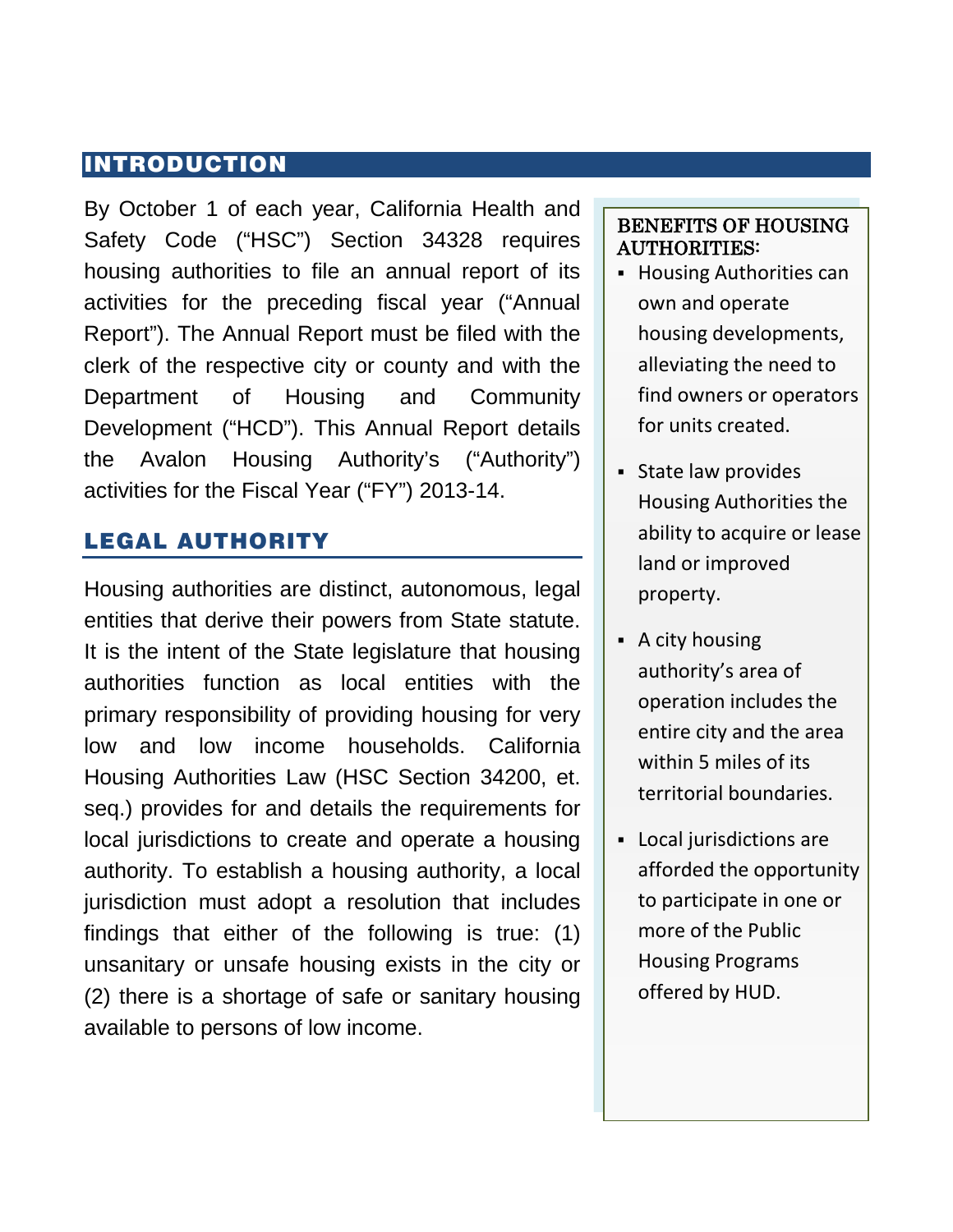## INTRODUCTION

By October 1 of each year, California Health and Safety Code ("HSC") Section 34328 requires housing authorities to file an annual report of its activities for the preceding fiscal year ("Annual Report"). The Annual Report must be filed with the clerk of the respective city or county and with the Department of Housing and Community Development ("HCD"). This Annual Report details the Avalon Housing Authority's ("Authority") activities for the Fiscal Year ("FY") 2013-14.

## LEGAL AUTHORITY

Housing authorities are distinct, autonomous, legal entities that derive their powers from State statute. It is the intent of the State legislature that housing authorities function as local entities with the primary responsibility of providing housing for very low and low income households. California Housing Authorities Law (HSC Section 34200, et. seq.) provides for and details the requirements for local jurisdictions to create and operate a housing authority. To establish a housing authority, a local jurisdiction must adopt a resolution that includes findings that either of the following is true: (1) unsanitary or unsafe housing exists in the city or (2) there is a shortage of safe or sanitary housing available to persons of low income.

### BENEFITS OF HOUSING AUTHORITIES:

- Housing Authorities can own and operate housing developments, alleviating the need to find owners or operators for units created.
- State law provides Housing Authorities the ability to acquire or lease land or improved property.
- A city housing authority's area of operation includes the entire city and the area within 5 miles of its territorial boundaries.
- Local jurisdictions are afforded the opportunity to participate in one or more of the Public Housing Programs offered by HUD.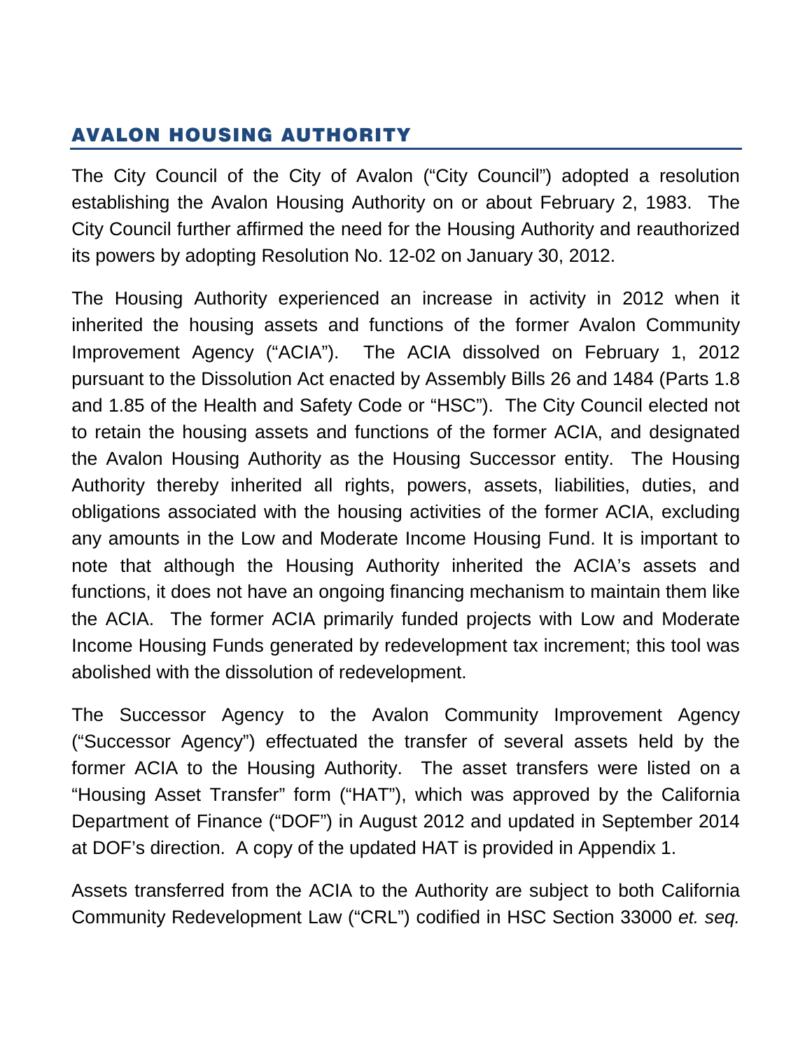## AVALON HOUSING AUTHORITY

The City Council of the City of Avalon ("City Council") adopted a resolution establishing the Avalon Housing Authority on or about February 2, 1983. The City Council further affirmed the need for the Housing Authority and reauthorized its powers by adopting Resolution No. 12-02 on January 30, 2012.

The Housing Authority experienced an increase in activity in 2012 when it inherited the housing assets and functions of the former Avalon Community Improvement Agency ("ACIA"). The ACIA dissolved on February 1, 2012 pursuant to the Dissolution Act enacted by Assembly Bills 26 and 1484 (Parts 1.8 and 1.85 of the Health and Safety Code or "HSC"). The City Council elected not to retain the housing assets and functions of the former ACIA, and designated the Avalon Housing Authority as the Housing Successor entity. The Housing Authority thereby inherited all rights, powers, assets, liabilities, duties, and obligations associated with the housing activities of the former ACIA, excluding any amounts in the Low and Moderate Income Housing Fund. It is important to note that although the Housing Authority inherited the ACIA's assets and functions, it does not have an ongoing financing mechanism to maintain them like the ACIA. The former ACIA primarily funded projects with Low and Moderate Income Housing Funds generated by redevelopment tax increment; this tool was abolished with the dissolution of redevelopment.

The Successor Agency to the Avalon Community Improvement Agency ("Successor Agency") effectuated the transfer of several assets held by the former ACIA to the Housing Authority. The asset transfers were listed on a "Housing Asset Transfer" form ("HAT"), which was approved by the California Department of Finance ("DOF") in August 2012 and updated in September 2014 at DOF's direction. A copy of the updated HAT is provided in Appendix 1.

Assets transferred from the ACIA to the Authority are subject to both California Community Redevelopment Law ("CRL") codified in HSC Section 33000 *et. seq.*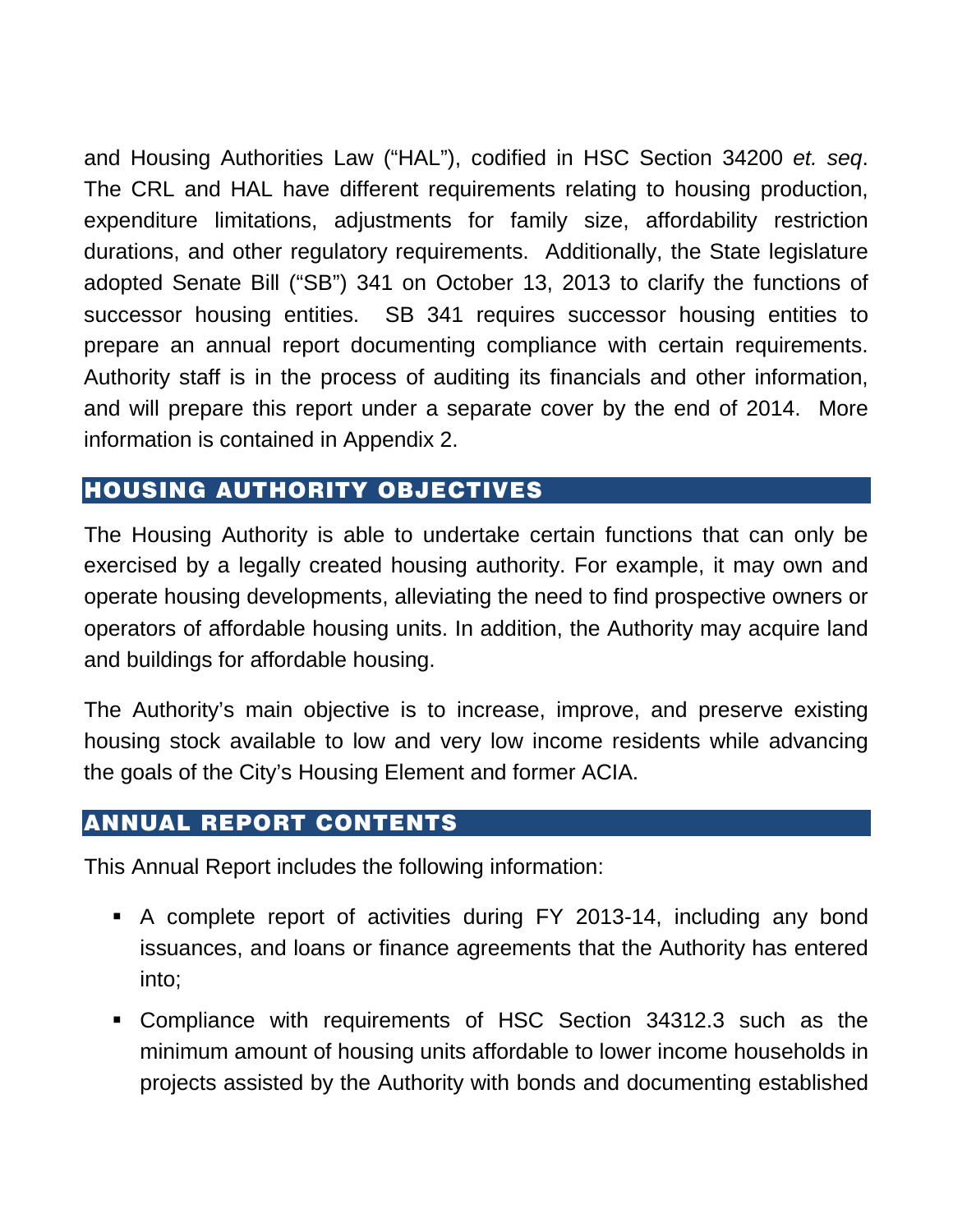and Housing Authorities Law ("HAL"), codified in HSC Section 34200 *et. seq*. The CRL and HAL have different requirements relating to housing production, expenditure limitations, adjustments for family size, affordability restriction durations, and other regulatory requirements. Additionally, the State legislature adopted Senate Bill ("SB") 341 on October 13, 2013 to clarify the functions of successor housing entities. SB 341 requires successor housing entities to prepare an annual report documenting compliance with certain requirements. Authority staff is in the process of auditing its financials and other information, and will prepare this report under a separate cover by the end of 2014. More information is contained in Appendix 2.

## HOUSING AUTHORITY OBJECTIVES

The Housing Authority is able to undertake certain functions that can only be exercised by a legally created housing authority. For example, it may own and operate housing developments, alleviating the need to find prospective owners or operators of affordable housing units. In addition, the Authority may acquire land and buildings for affordable housing.

The Authority's main objective is to increase, improve, and preserve existing housing stock available to low and very low income residents while advancing the goals of the City's Housing Element and former ACIA.

## ANNUAL REPORT CONTENTS

This Annual Report includes the following information:

- A complete report of activities during FY 2013-14, including any bond issuances, and loans or finance agreements that the Authority has entered into;
- Compliance with requirements of HSC Section 34312.3 such as the minimum amount of housing units affordable to lower income households in projects assisted by the Authority with bonds and documenting established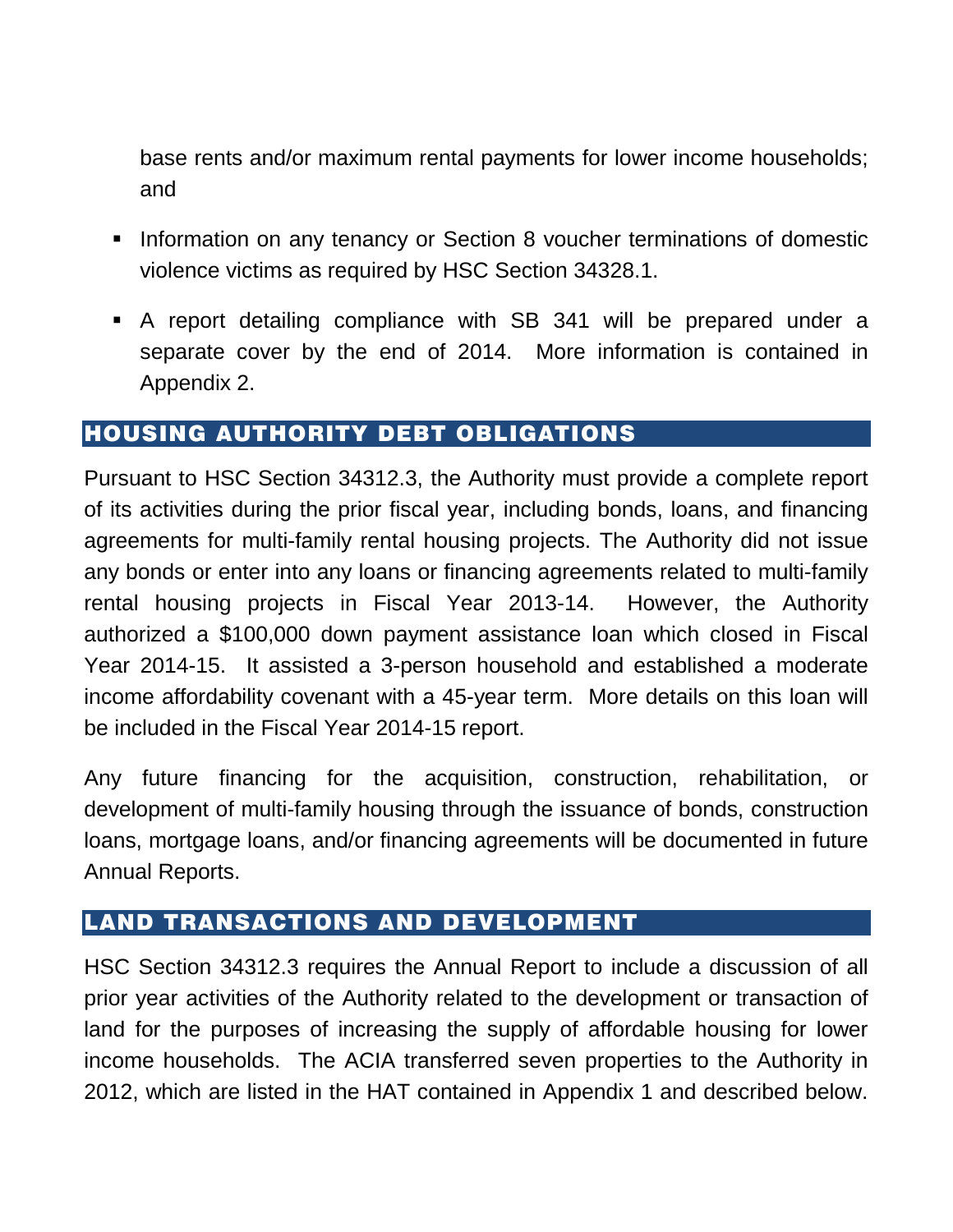base rents and/or maximum rental payments for lower income households; and

- Information on any tenancy or Section 8 voucher terminations of domestic violence victims as required by HSC Section 34328.1.
- A report detailing compliance with SB 341 will be prepared under a separate cover by the end of 2014. More information is contained in Appendix 2.

## HOUSING AUTHORITY DEBT OBLIGATIONS

Pursuant to HSC Section 34312.3, the Authority must provide a complete report of its activities during the prior fiscal year, including bonds, loans, and financing agreements for multi-family rental housing projects. The Authority did not issue any bonds or enter into any loans or financing agreements related to multi-family rental housing projects in Fiscal Year 2013-14. However, the Authority authorized a $100,000 down payment assistance loan which closed in Fiscal Year 2014-15. It assisted a 3-person household and established a moderate income affordability covenant with a 45-year term. More details on this loan will be included in the Fiscal Year 2014-15 report.

Any future financing for the acquisition, construction, rehabilitation, or development of multi-family housing through the issuance of bonds, construction loans, mortgage loans, and/or financing agreements will be documented in future Annual Reports.

## LAND TRANSACTIONS AND DEVELOPMENT

HSC Section 34312.3 requires the Annual Report to include a discussion of all prior year activities of the Authority related to the development or transaction of land for the purposes of increasing the supply of affordable housing for lower income households. The ACIA transferred seven properties to the Authority in 2012, which are listed in the HAT contained in Appendix 1 and described below.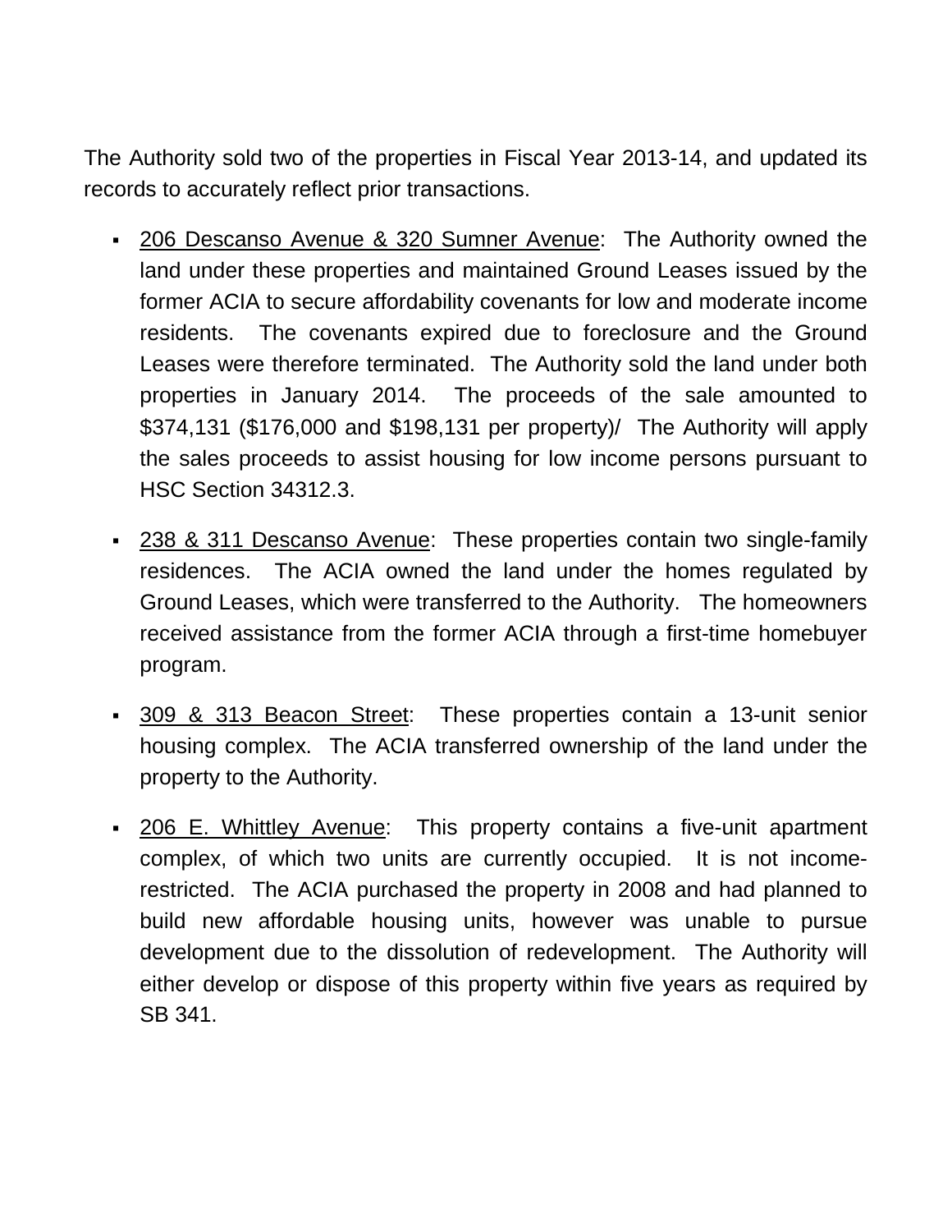The Authority sold two of the properties in Fiscal Year 2013-14, and updated its records to accurately reflect prior transactions.

- 206 Descanso Avenue & 320 Sumner Avenue: The Authority owned the land under these properties and maintained Ground Leases issued by the former ACIA to secure affordability covenants for low and moderate income residents. The covenants expired due to foreclosure and the Ground Leases were therefore terminated. The Authority sold the land under both properties in January 2014. The proceeds of the sale amounted to $374,131 ($176,000 and $198,131 per property)/ The Authority will apply the sales proceeds to assist housing for low income persons pursuant to HSC Section 34312.3.

- 238 & 311 Descanso Avenue: These properties contain two single-family residences. The ACIA owned the land under the homes regulated by Ground Leases, which were transferred to the Authority. The homeowners received assistance from the former ACIA through a first-time homebuyer program.

- 309 & 313 Beacon Street: These properties contain a 13-unit senior housing complex. The ACIA transferred ownership of the land under the property to the Authority.

- 206 E. Whittley Avenue: This property contains a five-unit apartment complex, of which two units are currently occupied. It is not income-restricted. The ACIA purchased the property in 2008 and had planned to build new affordable housing units, however was unable to pursue development due to the dissolution of redevelopment. The Authority will either develop or dispose of this property within five years as required by SB 341.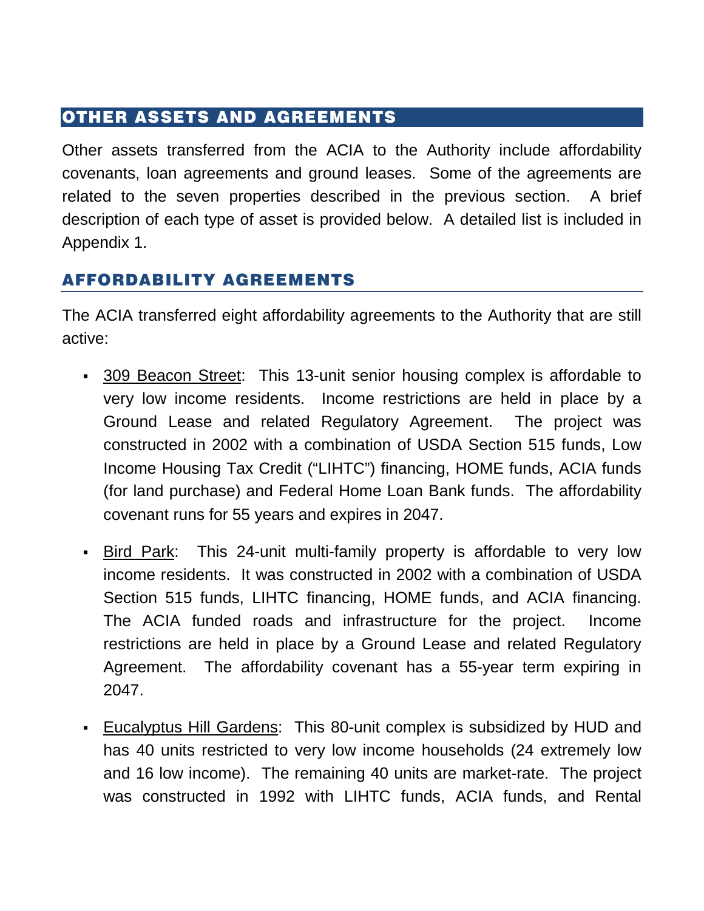## OTHER ASSETS AND AGREEMENTS

Other assets transferred from the ACIA to the Authority include affordability covenants, loan agreements and ground leases. Some of the agreements are related to the seven properties described in the previous section. A brief description of each type of asset is provided below. A detailed list is included in Appendix 1.

### AFFORDABILITY AGREEMENTS

The ACIA transferred eight affordability agreements to the Authority that are still active:

- 309 Beacon Street: This 13-unit senior housing complex is affordable to very low income residents. Income restrictions are held in place by a Ground Lease and related Regulatory Agreement. The project was constructed in 2002 with a combination of USDA Section 515 funds, Low Income Housing Tax Credit ("LIHTC") financing, HOME funds, ACIA funds (for land purchase) and Federal Home Loan Bank funds. The affordability covenant runs for 55 years and expires in 2047.

- Bird Park: This 24-unit multi-family property is affordable to very low income residents. It was constructed in 2002 with a combination of USDA Section 515 funds, LIHTC financing, HOME funds, and ACIA financing. The ACIA funded roads and infrastructure for the project. Income restrictions are held in place by a Ground Lease and related Regulatory Agreement. The affordability covenant has a 55-year term expiring in 2047.

- Eucalyptus Hill Gardens: This 80-unit complex is subsidized by HUD and has 40 units restricted to very low income households (24 extremely low and 16 low income). The remaining 40 units are market-rate. The project was constructed in 1992 with LIHTC funds, ACIA funds, and Rental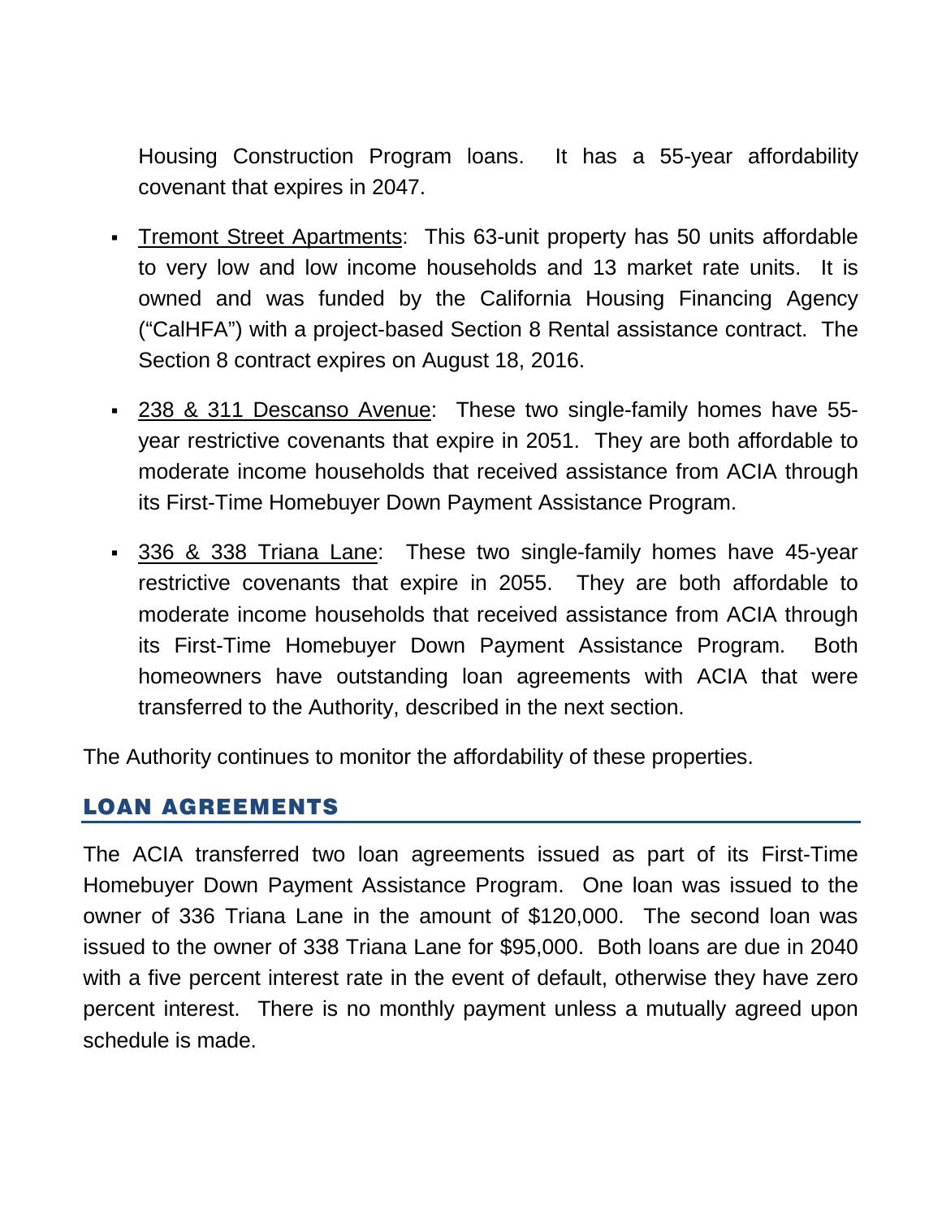Housing Construction Program loans. It has a 55-year affordability covenant that expires in 2047.

- Tremont Street Apartments: This 63-unit property has 50 units affordable to very low and low income households and 13 market rate units. It is owned and was funded by the California Housing Financing Agency ("CalHFA") with a project-based Section 8 Rental assistance contract. The Section 8 contract expires on August 18, 2016.
- 238 & 311 Descanso Avenue: These two single-family homes have 55-year restrictive covenants that expire in 2051. They are both affordable to moderate income households that received assistance from ACIA through its First-Time Homebuyer Down Payment Assistance Program.
- 336 & 338 Triana Lane: These two single-family homes have 45-year restrictive covenants that expire in 2055. They are both affordable to moderate income households that received assistance from ACIA through its First-Time Homebuyer Down Payment Assistance Program. Both homeowners have outstanding loan agreements with ACIA that were transferred to the Authority, described in the next section.

The Authority continues to monitor the affordability of these properties.

## LOAN AGREEMENTS

The ACIA transferred two loan agreements issued as part of its First-Time Homebuyer Down Payment Assistance Program. One loan was issued to the owner of 336 Triana Lane in the amount of $120,000. The second loan was issued to the owner of 338 Triana Lane for $95,000. Both loans are due in 2040 with a five percent interest rate in the event of default, otherwise they have zero percent interest. There is no monthly payment unless a mutually agreed upon schedule is made.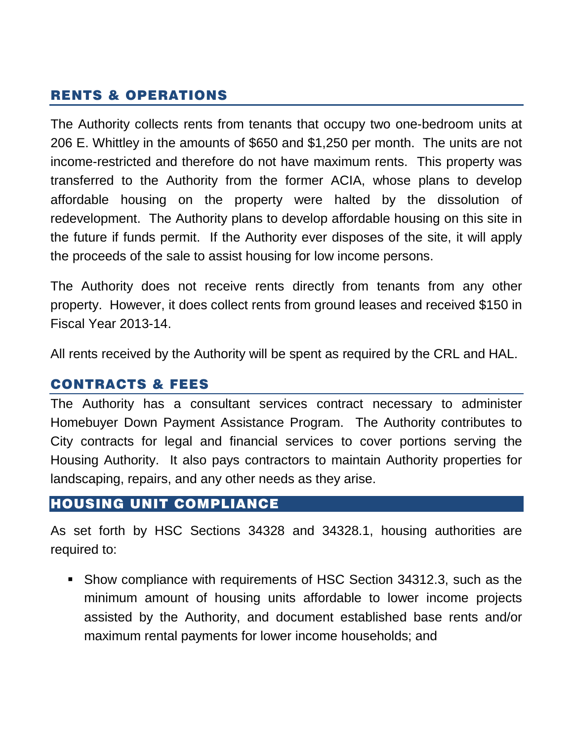## RENTS & OPERATIONS

The Authority collects rents from tenants that occupy two one-bedroom units at 206 E. Whittley in the amounts of $650 and $1,250 per month. The units are not income-restricted and therefore do not have maximum rents. This property was transferred to the Authority from the former ACIA, whose plans to develop affordable housing on the property were halted by the dissolution of redevelopment. The Authority plans to develop affordable housing on this site in the future if funds permit. If the Authority ever disposes of the site, it will apply the proceeds of the sale to assist housing for low income persons.

The Authority does not receive rents directly from tenants from any other property. However, it does collect rents from ground leases and received $150 in Fiscal Year 2013-14.

All rents received by the Authority will be spent as required by the CRL and HAL.

## CONTRACTS & FEES

The Authority has a consultant services contract necessary to administer Homebuyer Down Payment Assistance Program. The Authority contributes to City contracts for legal and financial services to cover portions serving the Housing Authority. It also pays contractors to maintain Authority properties for landscaping, repairs, and any other needs as they arise.

## HOUSING UNIT COMPLIANCE

As set forth by HSC Sections 34328 and 34328.1, housing authorities are required to:

- Show compliance with requirements of HSC Section 34312.3, such as the minimum amount of housing units affordable to lower income projects assisted by the Authority, and document established base rents and/or maximum rental payments for lower income households; and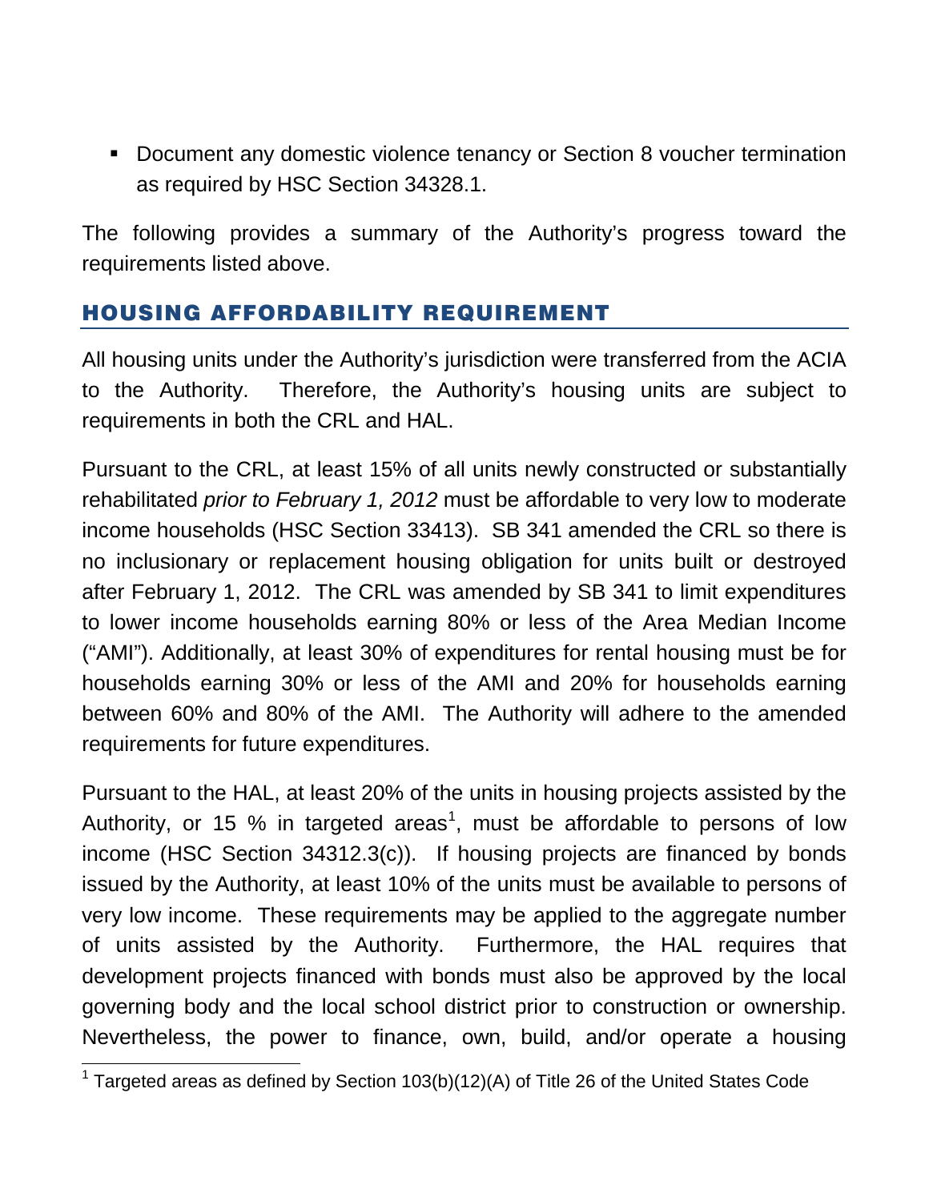- Document any domestic violence tenancy or Section 8 voucher termination as required by HSC Section 34328.1.

The following provides a summary of the Authority's progress toward the requirements listed above.

## HOUSING AFFORDABILITY REQUIREMENT

All housing units under the Authority's jurisdiction were transferred from the ACIA to the Authority. Therefore, the Authority's housing units are subject to requirements in both the CRL and HAL.

Pursuant to the CRL, at least 15% of all units newly constructed or substantially rehabilitated *prior to February 1, 2012* must be affordable to very low to moderate income households (HSC Section 33413). SB 341 amended the CRL so there is no inclusionary or replacement housing obligation for units built or destroyed after February 1, 2012. The CRL was amended by SB 341 to limit expenditures to lower income households earning 80% or less of the Area Median Income ("AMI"). Additionally, at least 30% of expenditures for rental housing must be for households earning 30% or less of the AMI and 20% for households earning between 60% and 80% of the AMI. The Authority will adhere to the amended requirements for future expenditures.

Pursuant to the HAL, at least 20% of the units in housing projects assisted by the Authority, or 15 % in targeted areas[1], must be affordable to persons of low income (HSC Section 34312.3(c)). If housing projects are financed by bonds issued by the Authority, at least 10% of the units must be available to persons of very low income. These requirements may be applied to the aggregate number of units assisted by the Authority. Furthermore, the HAL requires that development projects financed with bonds must also be approved by the local governing body and the local school district prior to construction or ownership. Nevertheless, the power to finance, own, build, and/or operate a housing

[1] Targeted areas as defined by Section 103(b)(12)(A) of Title 26 of the United States Code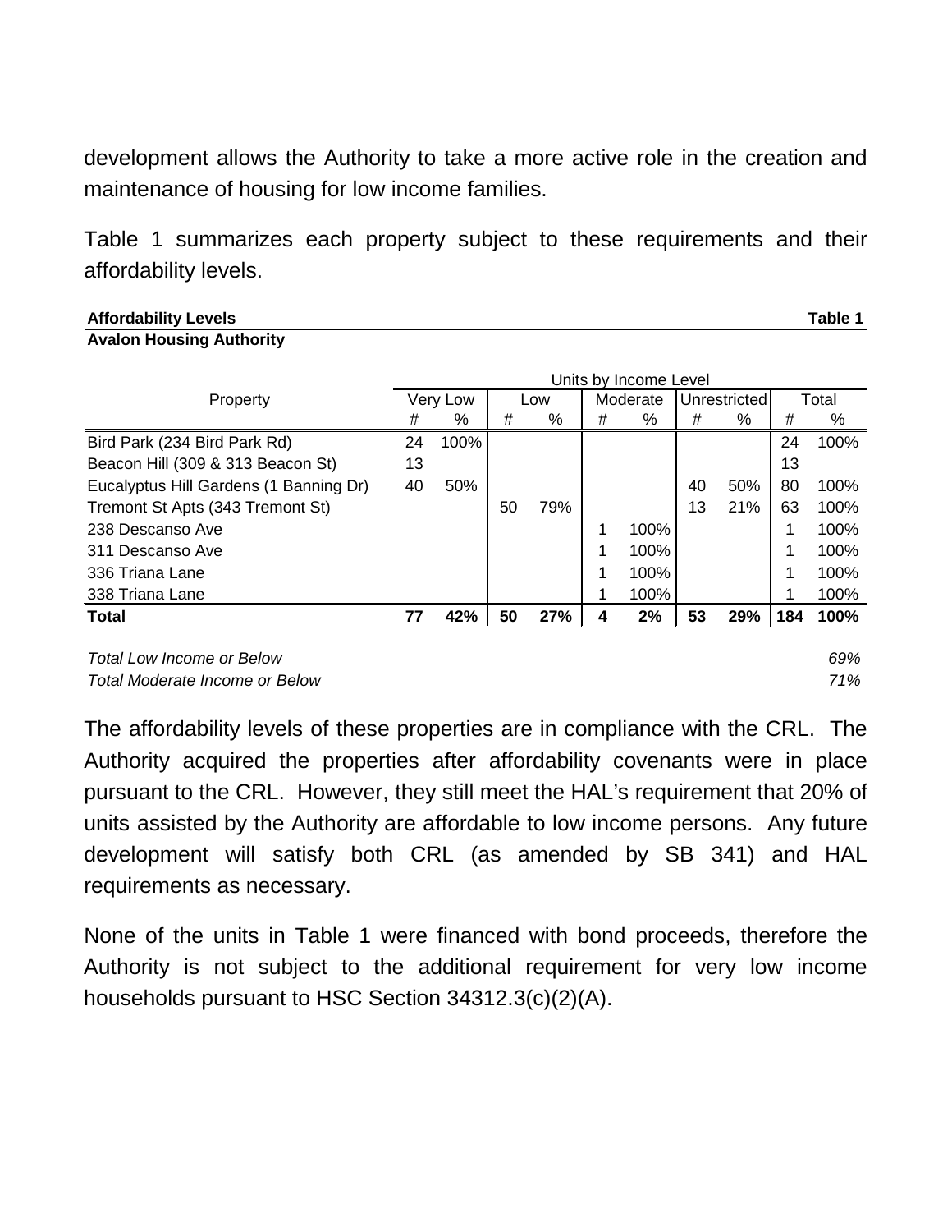development allows the Authority to take a more active role in the creation and maintenance of housing for low income families.

Table 1 summarizes each property subject to these requirements and their affordability levels.

**Affordability Levels** **Table 1**
**Avalon Housing Authority**

| Property | Units by Income Level | | | | | | | | | |
|---|---|---|---|---|---|---|---|---|---|---|
| | Very Low | | Low | | Moderate | | Unrestricted | | Total | |
| | # | % | # | % | # | % | # | % | # | % |
| Bird Park (234 Bird Park Rd) | 24 | 100% | | | | | | | 24 | 100% |
| Beacon Hill (309 & 313 Beacon St) | 13 | | | | | | | | 13 | |
| Eucalyptus Hill Gardens (1 Banning Dr) | 40 | 50% | | | | | 40 | 50% | 80 | 100% |
| Tremont St Apts (343 Tremont St) | | | 50 | 79% | | | 13 | 21% | 63 | 100% |
| 238 Descanso Ave | | | | | 1 | 100% | | | 1 | 100% |
| 311 Descanso Ave | | | | | 1 | 100% | | | 1 | 100% |
| 336 Triana Lane | | | | | 1 | 100% | | | 1 | 100% |
| 338 Triana Lane | | | | | 1 | 100% | | | 1 | 100% |
| **Total** | **77** | **42%** | **50** | **27%** | **4** | **2%** | **53** | **29%** | **184** | **100%** |

*Total Low Income or Below* *69%*
*Total Moderate Income or Below* *71%*

The affordability levels of these properties are in compliance with the CRL. The Authority acquired the properties after affordability covenants were in place pursuant to the CRL. However, they still meet the HAL's requirement that 20% of units assisted by the Authority are affordable to low income persons. Any future development will satisfy both CRL (as amended by SB 341) and HAL requirements as necessary.

None of the units in Table 1 were financed with bond proceeds, therefore the Authority is not subject to the additional requirement for very low income households pursuant to HSC Section 34312.3(c)(2)(A).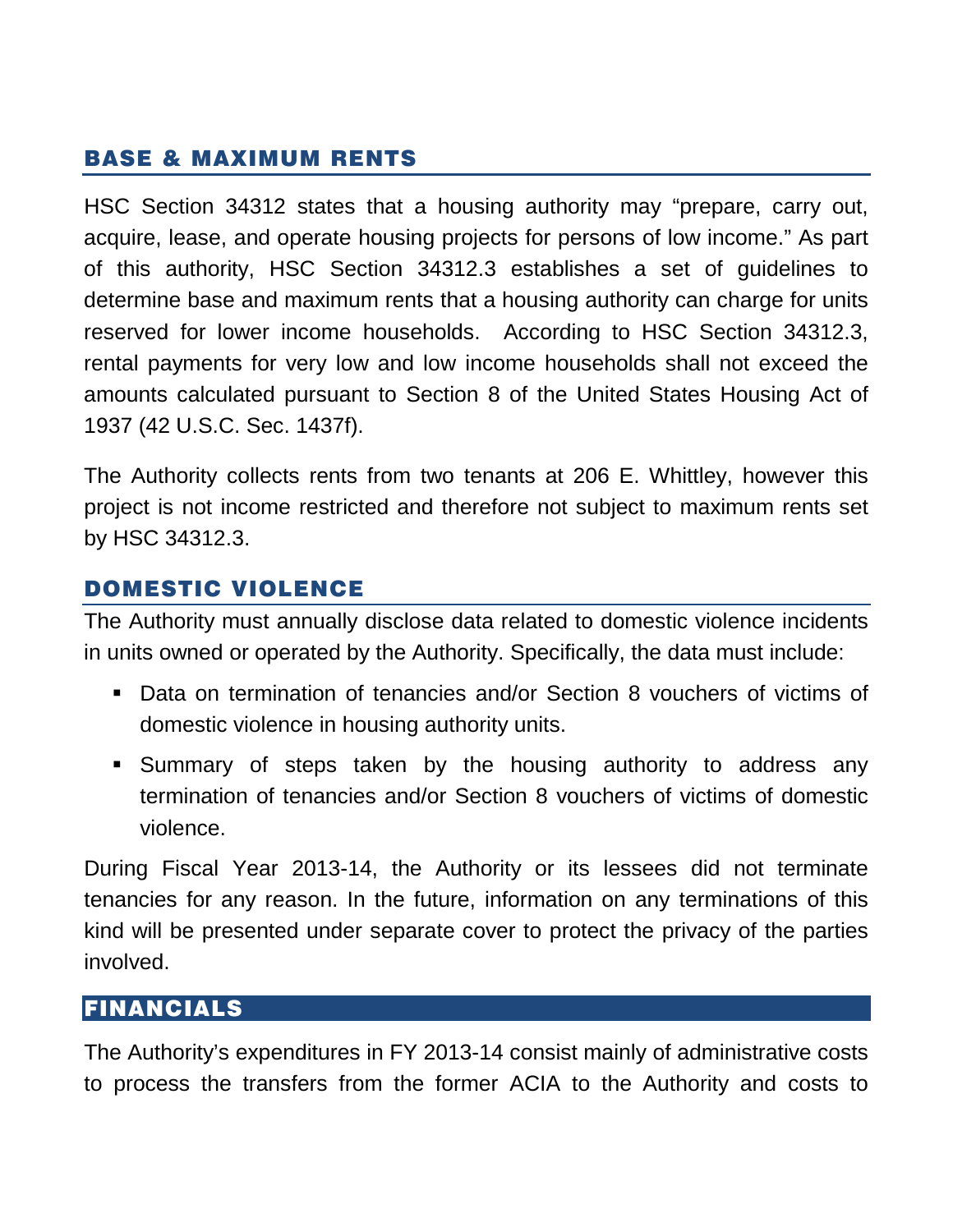## BASE & MAXIMUM RENTS

HSC Section 34312 states that a housing authority may "prepare, carry out, acquire, lease, and operate housing projects for persons of low income." As part of this authority, HSC Section 34312.3 establishes a set of guidelines to determine base and maximum rents that a housing authority can charge for units reserved for lower income households. According to HSC Section 34312.3, rental payments for very low and low income households shall not exceed the amounts calculated pursuant to Section 8 of the United States Housing Act of 1937 (42 U.S.C. Sec. 1437f).

The Authority collects rents from two tenants at 206 E. Whittley, however this project is not income restricted and therefore not subject to maximum rents set by HSC 34312.3.

## DOMESTIC VIOLENCE

The Authority must annually disclose data related to domestic violence incidents in units owned or operated by the Authority. Specifically, the data must include:

- Data on termination of tenancies and/or Section 8 vouchers of victims of domestic violence in housing authority units.
- Summary of steps taken by the housing authority to address any termination of tenancies and/or Section 8 vouchers of victims of domestic violence.

During Fiscal Year 2013-14, the Authority or its lessees did not terminate tenancies for any reason. In the future, information on any terminations of this kind will be presented under separate cover to protect the privacy of the parties involved.

## FINANCIALS

The Authority's expenditures in FY 2013-14 consist mainly of administrative costs to process the transfers from the former ACIA to the Authority and costs to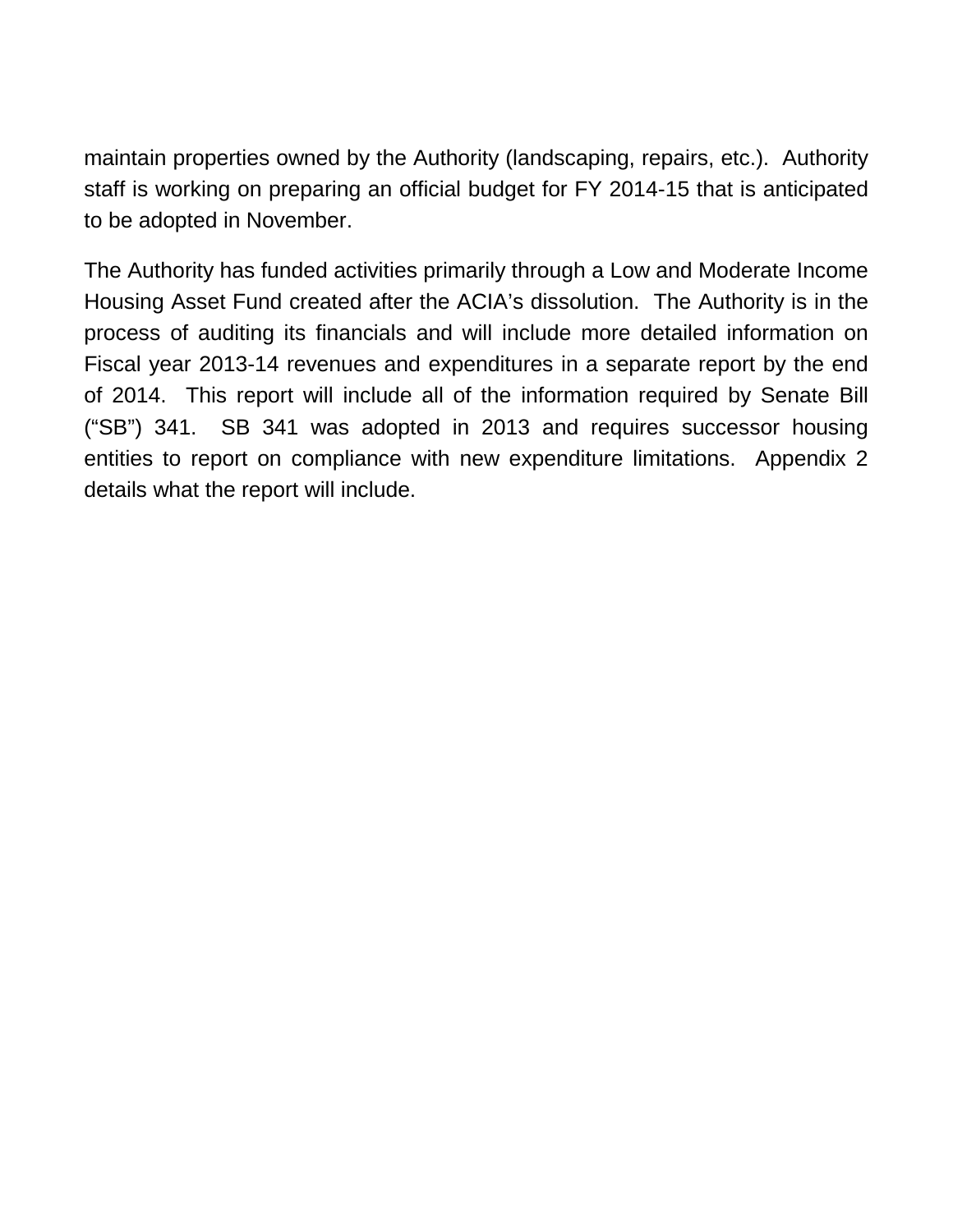maintain properties owned by the Authority (landscaping, repairs, etc.). Authority staff is working on preparing an official budget for FY 2014-15 that is anticipated to be adopted in November.

The Authority has funded activities primarily through a Low and Moderate Income Housing Asset Fund created after the ACIA's dissolution. The Authority is in the process of auditing its financials and will include more detailed information on Fiscal year 2013-14 revenues and expenditures in a separate report by the end of 2014. This report will include all of the information required by Senate Bill ("SB") 341. SB 341 was adopted in 2013 and requires successor housing entities to report on compliance with new expenditure limitations. Appendix 2 details what the report will include.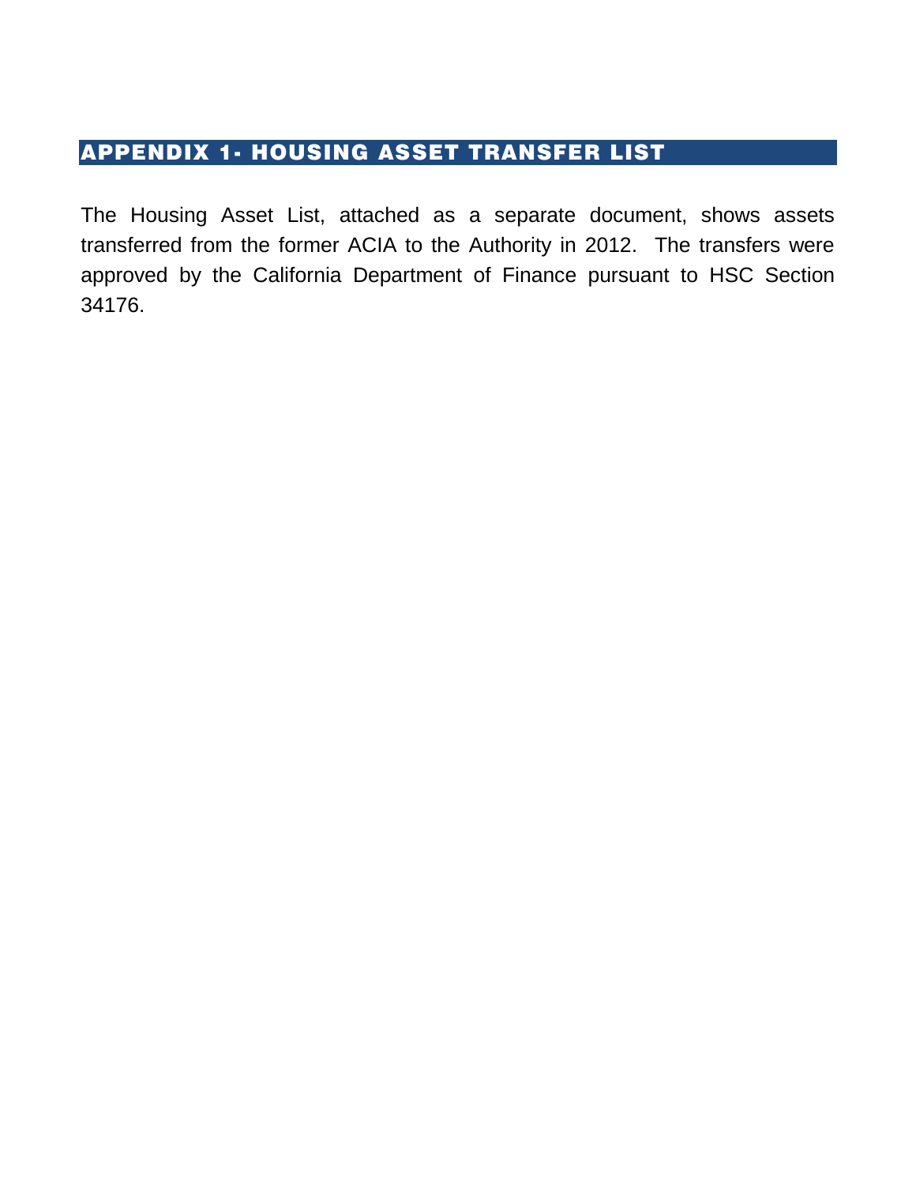## APPENDIX 1- HOUSING ASSET TRANSFER LIST

The Housing Asset List, attached as a separate document, shows assets transferred from the former ACIA to the Authority in 2012. The transfers were approved by the California Department of Finance pursuant to HSC Section 34176.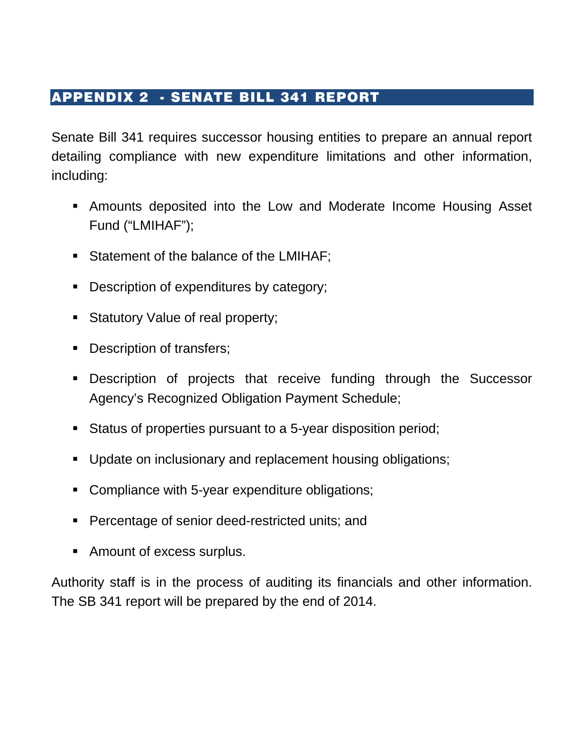## APPENDIX 2 - SENATE BILL 341 REPORT

Senate Bill 341 requires successor housing entities to prepare an annual report detailing compliance with new expenditure limitations and other information, including:

- Amounts deposited into the Low and Moderate Income Housing Asset Fund ("LMIHAF");
- Statement of the balance of the LMIHAF;
- Description of expenditures by category;
- Statutory Value of real property;
- Description of transfers;
- Description of projects that receive funding through the Successor Agency's Recognized Obligation Payment Schedule;
- Status of properties pursuant to a 5-year disposition period;
- Update on inclusionary and replacement housing obligations;
- Compliance with 5-year expenditure obligations;
- Percentage of senior deed-restricted units; and
- Amount of excess surplus.

Authority staff is in the process of auditing its financials and other information. The SB 341 report will be prepared by the end of 2014.